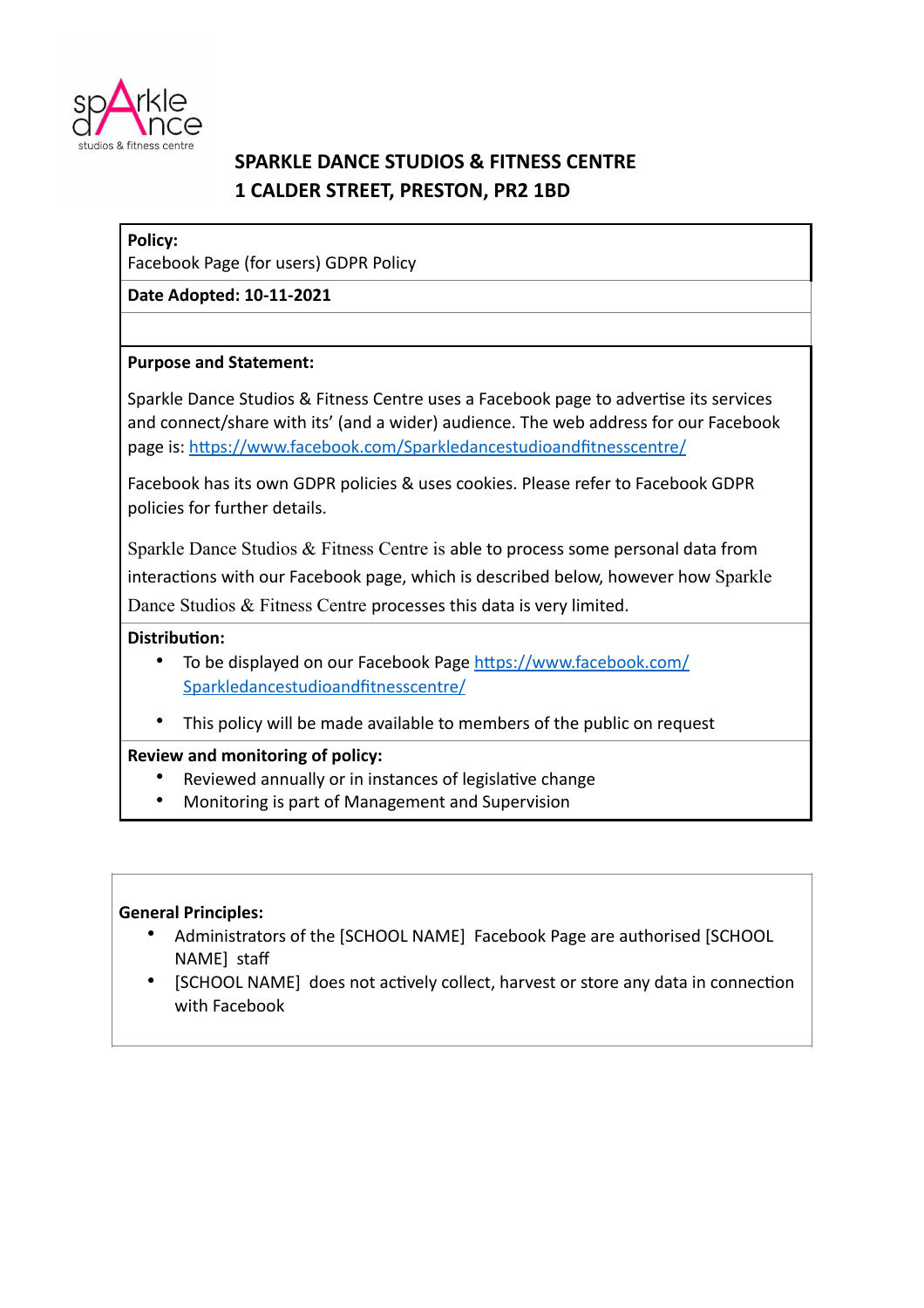sparkle dance
studios & fitness centre

# SPARKLE DANCE STUDIOS & FITNESS CENTRE
# 1 CALDER STREET, PRESTON, PR2 1BD

**Policy:**
Facebook Page (for users) GDPR Policy

**Date Adopted: 10-11-2021**

**Purpose and Statement:**

Sparkle Dance Studios & Fitness Centre uses a Facebook page to advertise its services and connect/share with its' (and a wider) audience. The web address for our Facebook page is: https://www.facebook.com/Sparkledancestudioandfitnesscentre/

Facebook has its own GDPR policies & uses cookies. Please refer to Facebook GDPR policies for further details.

Sparkle Dance Studios & Fitness Centre is able to process some personal data from interactions with our Facebook page, which is described below, however how Sparkle Dance Studios & Fitness Centre processes this data is very limited.

**Distribution:**

- To be displayed on our Facebook Page https://www.facebook.com/Sparkledancestudioandfitnesscentre/
- This policy will be made available to members of the public on request

**Review and monitoring of policy:**

- Reviewed annually or in instances of legislative change
- Monitoring is part of Management and Supervision

**General Principles:**

- Administrators of the [SCHOOL NAME] Facebook Page are authorised [SCHOOL NAME] staff
- [SCHOOL NAME] does not actively collect, harvest or store any data in connection with Facebook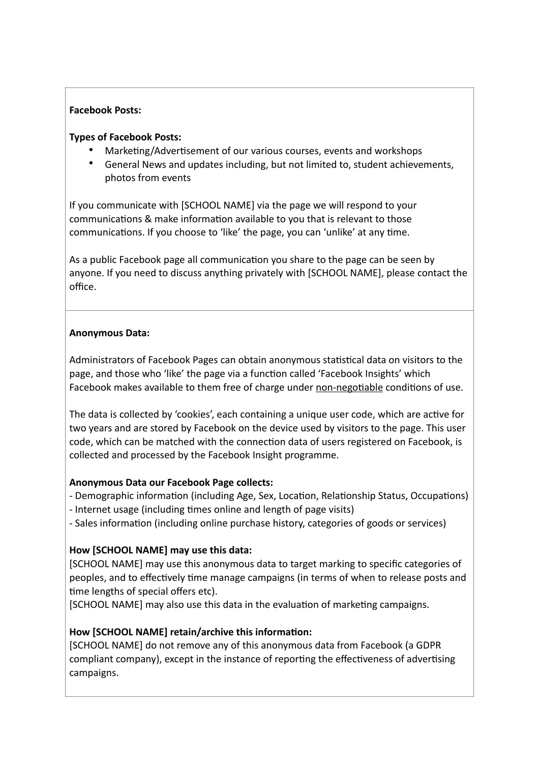**Facebook Posts:**

**Types of Facebook Posts:**

- Marketing/Advertisement of our various courses, events and workshops
- General News and updates including, but not limited to, student achievements, photos from events

If you communicate with [SCHOOL NAME] via the page we will respond to your communications & make information available to you that is relevant to those communications. If you choose to 'like' the page, you can 'unlike' at any time.

As a public Facebook page all communication you share to the page can be seen by anyone. If you need to discuss anything privately with [SCHOOL NAME], please contact the office.

**Anonymous Data:**

Administrators of Facebook Pages can obtain anonymous statistical data on visitors to the page, and those who 'like' the page via a function called 'Facebook Insights' which Facebook makes available to them free of charge under <u>non-negotiable</u> conditions of use.

The data is collected by 'cookies', each containing a unique user code, which are active for two years and are stored by Facebook on the device used by visitors to the page. This user code, which can be matched with the connection data of users registered on Facebook, is collected and processed by the Facebook Insight programme.

**Anonymous Data our Facebook Page collects:**

- Demographic information (including Age, Sex, Location, Relationship Status, Occupations)
- Internet usage (including times online and length of page visits)
- Sales information (including online purchase history, categories of goods or services)

**How [SCHOOL NAME] may use this data:**

[SCHOOL NAME] may use this anonymous data to target marking to specific categories of peoples, and to effectively time manage campaigns (in terms of when to release posts and time lengths of special offers etc).

[SCHOOL NAME] may also use this data in the evaluation of marketing campaigns.

**How [SCHOOL NAME] retain/archive this information:**

[SCHOOL NAME] do not remove any of this anonymous data from Facebook (a GDPR compliant company), except in the instance of reporting the effectiveness of advertising campaigns.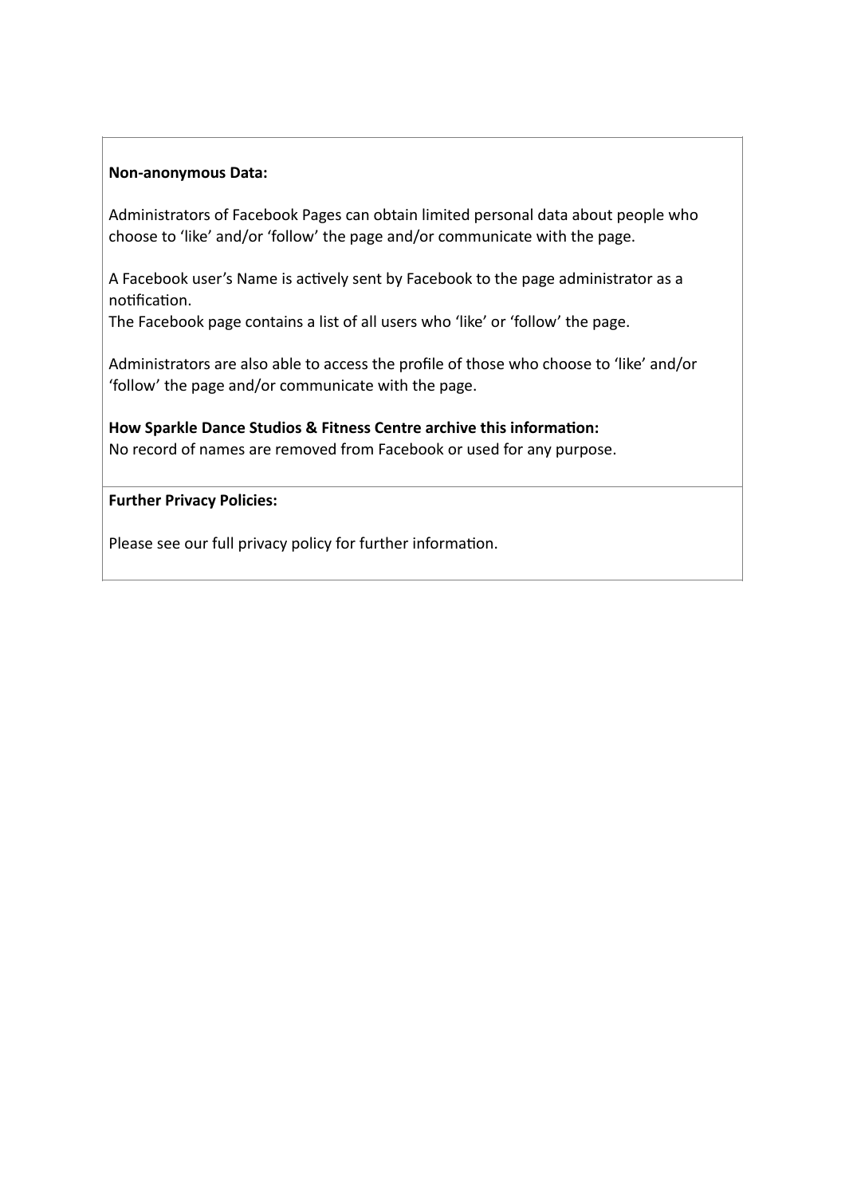**Non-anonymous Data:**

Administrators of Facebook Pages can obtain limited personal data about people who choose to 'like' and/or 'follow' the page and/or communicate with the page.

A Facebook user's Name is actively sent by Facebook to the page administrator as a notification.
The Facebook page contains a list of all users who 'like' or 'follow' the page.

Administrators are also able to access the profile of those who choose to 'like' and/or 'follow' the page and/or communicate with the page.

**How Sparkle Dance Studios & Fitness Centre archive this information:**
No record of names are removed from Facebook or used for any purpose.

**Further Privacy Policies:**

Please see our full privacy policy for further information.